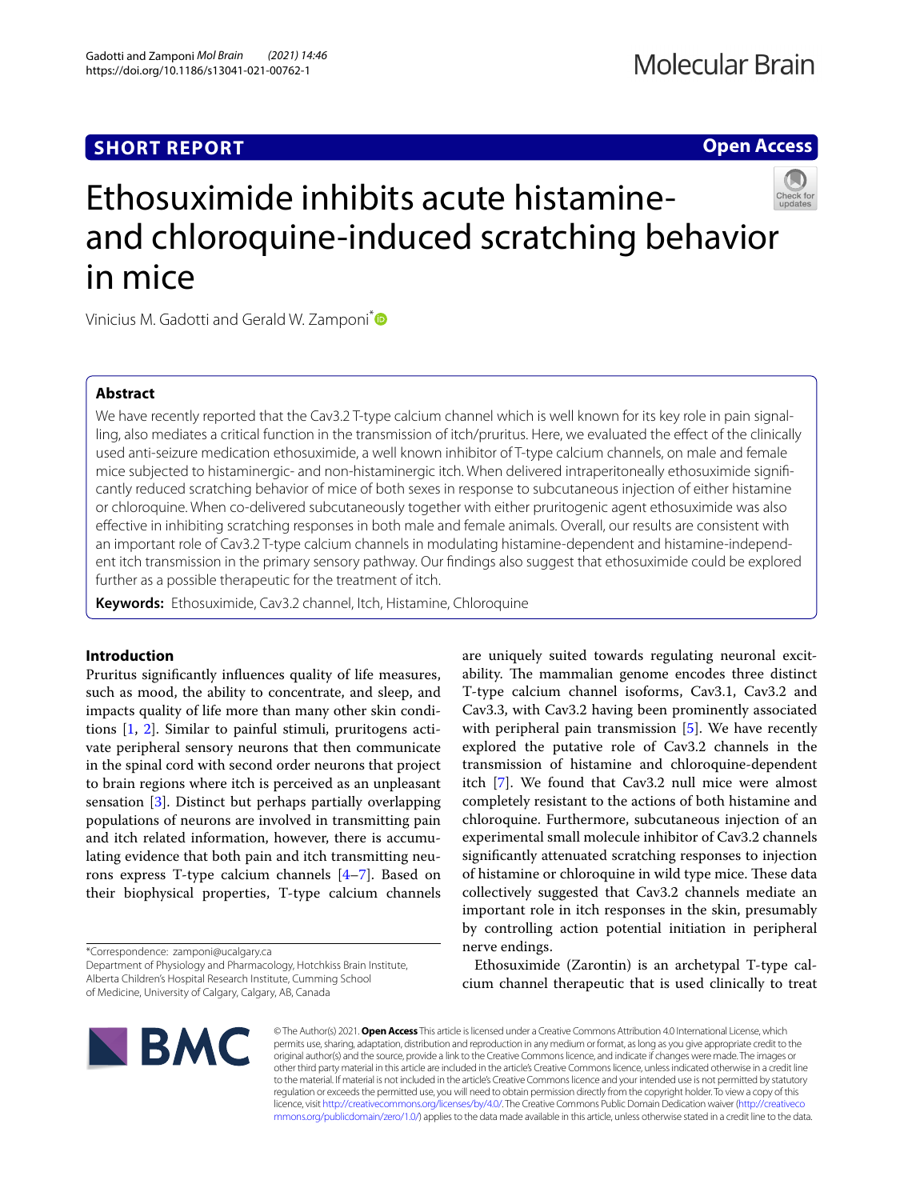**SHORT REPORT**

**Open Access**

# Ethosuximide inhibits acute histamine- and chloroquine-induced scratching behavior in mice

Vinicius M. Gadotti and Gerald W. Zamponi*

## Abstract

We have recently reported that the Cav3.2 T-type calcium channel which is well known for its key role in pain signalling, also mediates a critical function in the transmission of itch/pruritus. Here, we evaluated the effect of the clinically used anti-seizure medication ethosuximide, a well known inhibitor of T-type calcium channels, on male and female mice subjected to histaminergic- and non-histaminergic itch. When delivered intraperitoneally ethosuximide significantly reduced scratching behavior of mice of both sexes in response to subcutaneous injection of either histamine or chloroquine. When co-delivered subcutaneously together with either pruritogenic agent ethosuximide was also effective in inhibiting scratching responses in both male and female animals. Overall, our results are consistent with an important role of Cav3.2 T-type calcium channels in modulating histamine-dependent and histamine-independent itch transmission in the primary sensory pathway. Our findings also suggest that ethosuximide could be explored further as a possible therapeutic for the treatment of itch.

**Keywords:** Ethosuximide, Cav3.2 channel, Itch, Histamine, Chloroquine

## Introduction

Pruritus significantly influences quality of life measures, such as mood, the ability to concentrate, and sleep, and impacts quality of life more than many other skin conditions [1, 2]. Similar to painful stimuli, pruritogens activate peripheral sensory neurons that then communicate in the spinal cord with second order neurons that project to brain regions where itch is perceived as an unpleasant sensation [3]. Distinct but perhaps partially overlapping populations of neurons are involved in transmitting pain and itch related information, however, there is accumulating evidence that both pain and itch transmitting neurons express T-type calcium channels [4–7]. Based on their biophysical properties, T-type calcium channels are uniquely suited towards regulating neuronal excitability. The mammalian genome encodes three distinct T-type calcium channel isoforms, Cav3.1, Cav3.2 and Cav3.3, with Cav3.2 having been prominently associated with peripheral pain transmission [5]. We have recently explored the putative role of Cav3.2 channels in the transmission of histamine and chloroquine-dependent itch [7]. We found that Cav3.2 null mice were almost completely resistant to the actions of both histamine and chloroquine. Furthermore, subcutaneous injection of an experimental small molecule inhibitor of Cav3.2 channels significantly attenuated scratching responses to injection of histamine or chloroquine in wild type mice. These data collectively suggested that Cav3.2 channels mediate an important role in itch responses in the skin, presumably by controlling action potential initiation in peripheral nerve endings.

Ethosuximide (Zarontin) is an archetypal T-type calcium channel therapeutic that is used clinically to treat

*Correspondence: zamponi@ucalgary.ca
Department of Physiology and Pharmacology, Hotchkiss Brain Institute, Alberta Children's Hospital Research Institute, Cumming School of Medicine, University of Calgary, Calgary, AB, Canada

© The Author(s) 2021. **Open Access** This article is licensed under a Creative Commons Attribution 4.0 International License, which permits use, sharing, adaptation, distribution and reproduction in any medium or format, as long as you give appropriate credit to the original author(s) and the source, provide a link to the Creative Commons licence, and indicate if changes were made. The images or other third party material in this article are included in the article's Creative Commons licence, unless indicated otherwise in a credit line to the material. If material is not included in the article's Creative Commons licence and your intended use is not permitted by statutory regulation or exceeds the permitted use, you will need to obtain permission directly from the copyright holder. To view a copy of this licence, visit http://creativecommons.org/licenses/by/4.0/. The Creative Commons Public Domain Dedication waiver (http://creativecommons.org/publicdomain/zero/1.0/) applies to the data made available in this article, unless otherwise stated in a credit line to the data.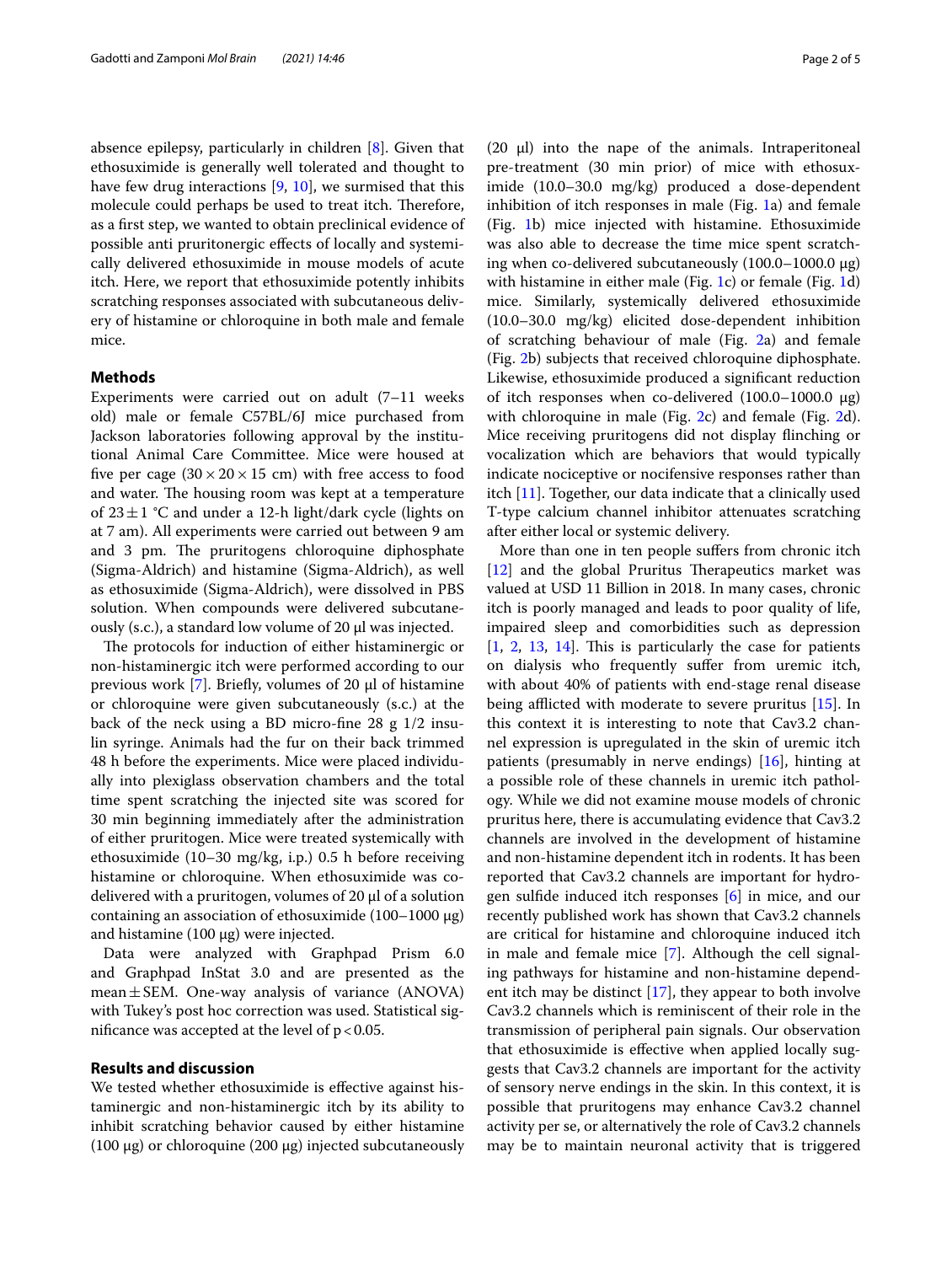absence epilepsy, particularly in children [8]. Given that ethosuximide is generally well tolerated and thought to have few drug interactions [9, 10], we surmised that this molecule could perhaps be used to treat itch. Therefore, as a first step, we wanted to obtain preclinical evidence of possible anti pruritonergic effects of locally and systemically delivered ethosuximide in mouse models of acute itch. Here, we report that ethosuximide potently inhibits scratching responses associated with subcutaneous delivery of histamine or chloroquine in both male and female mice.

## Methods

Experiments were carried out on adult (7–11 weeks old) male or female C57BL/6J mice purchased from Jackson laboratories following approval by the institutional Animal Care Committee. Mice were housed at five per cage (30 × 20 × 15 cm) with free access to food and water. The housing room was kept at a temperature of 23 ± 1 °C and under a 12-h light/dark cycle (lights on at 7 am). All experiments were carried out between 9 am and 3 pm. The pruritogens chloroquine diphosphate (Sigma-Aldrich) and histamine (Sigma-Aldrich), as well as ethosuximide (Sigma-Aldrich), were dissolved in PBS solution. When compounds were delivered subcutaneously (s.c.), a standard low volume of 20 μl was injected.

The protocols for induction of either histaminergic or non-histaminergic itch were performed according to our previous work [7]. Briefly, volumes of 20 μl of histamine or chloroquine were given subcutaneously (s.c.) at the back of the neck using a BD micro-fine 28 g 1/2 insulin syringe. Animals had the fur on their back trimmed 48 h before the experiments. Mice were placed individually into plexiglass observation chambers and the total time spent scratching the injected site was scored for 30 min beginning immediately after the administration of either pruritogen. Mice were treated systemically with ethosuximide (10–30 mg/kg, i.p.) 0.5 h before receiving histamine or chloroquine. When ethosuximide was co-delivered with a pruritogen, volumes of 20 μl of a solution containing an association of ethosuximide (100–1000 μg) and histamine (100 μg) were injected.

Data were analyzed with Graphpad Prism 6.0 and Graphpad InStat 3.0 and are presented as the mean ± SEM. One-way analysis of variance (ANOVA) with Tukey's post hoc correction was used. Statistical significance was accepted at the level of $p < 0.05$.

## Results and discussion

We tested whether ethosuximide is effective against histaminergic and non-histaminergic itch by its ability to inhibit scratching behavior caused by either histamine (100 μg) or chloroquine (200 μg) injected subcutaneously (20 μl) into the nape of the animals. Intraperitoneal pre-treatment (30 min prior) of mice with ethosuximide (10.0–30.0 mg/kg) produced a dose-dependent inhibition of itch responses in male (Fig. 1a) and female (Fig. 1b) mice injected with histamine. Ethosuximide was also able to decrease the time mice spent scratching when co-delivered subcutaneously (100.0–1000.0 μg) with histamine in either male (Fig. 1c) or female (Fig. 1d) mice. Similarly, systemically delivered ethosuximide (10.0–30.0 mg/kg) elicited dose-dependent inhibition of scratching behaviour of male (Fig. 2a) and female (Fig. 2b) subjects that received chloroquine diphosphate. Likewise, ethosuximide produced a significant reduction of itch responses when co-delivered (100.0–1000.0 μg) with chloroquine in male (Fig. 2c) and female (Fig. 2d). Mice receiving pruritogens did not display flinching or vocalization which are behaviors that would typically indicate nociceptive or nocifensive responses rather than itch [11]. Together, our data indicate that a clinically used T-type calcium channel inhibitor attenuates scratching after either local or systemic delivery.

More than one in ten people suffers from chronic itch [12] and the global Pruritus Therapeutics market was valued at USD 11 Billion in 2018. In many cases, chronic itch is poorly managed and leads to poor quality of life, impaired sleep and comorbidities such as depression [1, 2, 13, 14]. This is particularly the case for patients on dialysis who frequently suffer from uremic itch, with about 40% of patients with end-stage renal disease being afflicted with moderate to severe pruritus [15]. In this context it is interesting to note that Cav3.2 channel expression is upregulated in the skin of uremic itch patients (presumably in nerve endings) [16], hinting at a possible role of these channels in uremic itch pathology. While we did not examine mouse models of chronic pruritus here, there is accumulating evidence that Cav3.2 channels are involved in the development of histamine and non-histamine dependent itch in rodents. It has been reported that Cav3.2 channels are important for hydrogen sulfide induced itch responses [6] in mice, and our recently published work has shown that Cav3.2 channels are critical for histamine and chloroquine induced itch in male and female mice [7]. Although the cell signaling pathways for histamine and non-histamine dependent itch may be distinct [17], they appear to both involve Cav3.2 channels which is reminiscent of their role in the transmission of peripheral pain signals. Our observation that ethosuximide is effective when applied locally suggests that Cav3.2 channels are important for the activity of sensory nerve endings in the skin. In this context, it is possible that pruritogens may enhance Cav3.2 channel activity per se, or alternatively the role of Cav3.2 channels may be to maintain neuronal activity that is triggered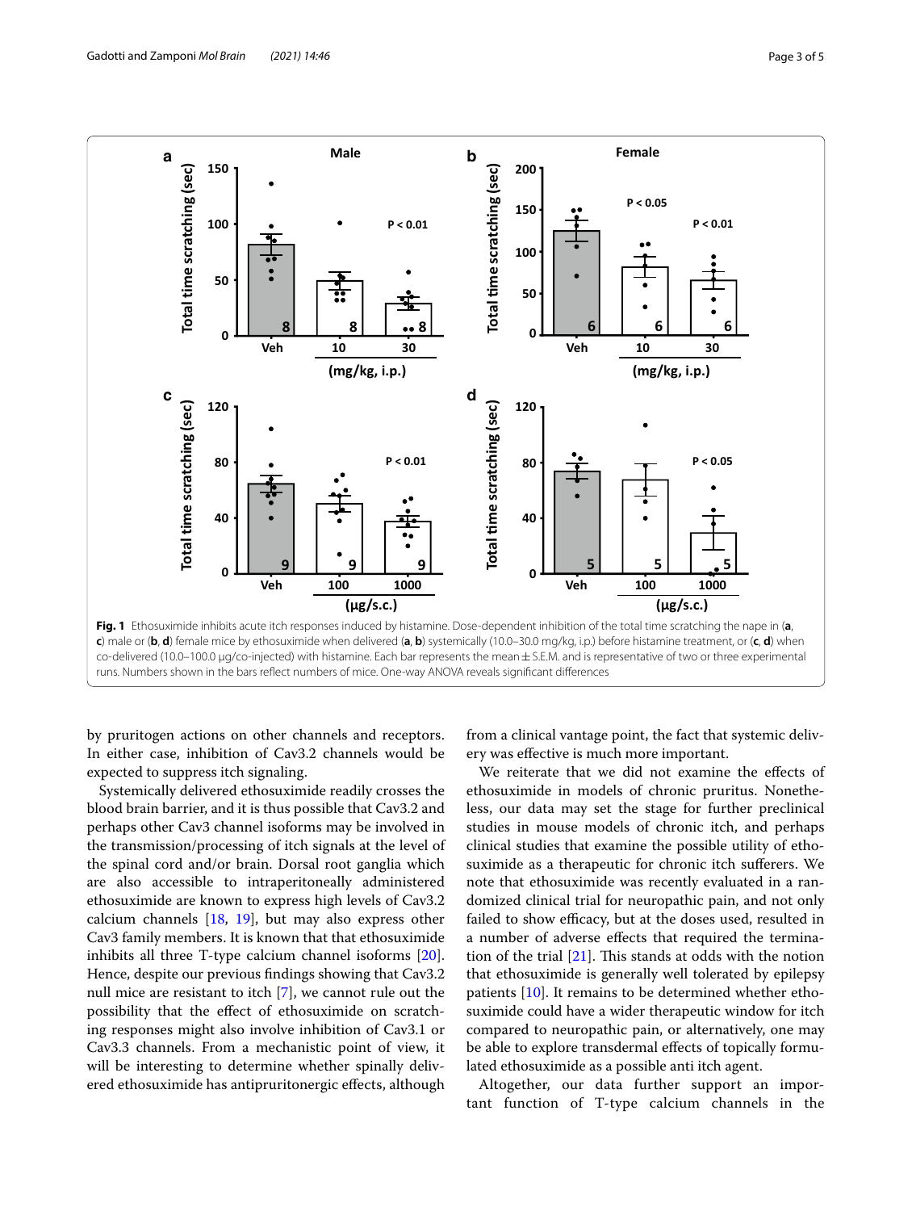**Fig. 1** Ethosuximide inhibits acute itch responses induced by histamine. Dose-dependent inhibition of the total time scratching the nape in (**a**, **c**) male or (**b**, **d**) female mice by ethosuximide when delivered (**a**, **b**) systemically (10.0–30.0 mg/kg, i.p.) before histamine treatment, or (**c**, **d**) when co-delivered (10.0–100.0 μg/co-injected) with histamine. Each bar represents the mean ± S.E.M. and is representative of two or three experimental runs. Numbers shown in the bars reflect numbers of mice. One-way ANOVA reveals significant differences

by pruritogen actions on other channels and receptors. In either case, inhibition of Cav3.2 channels would be expected to suppress itch signaling.

Systemically delivered ethosuximide readily crosses the blood brain barrier, and it is thus possible that Cav3.2 and perhaps other Cav3 channel isoforms may be involved in the transmission/processing of itch signals at the level of the spinal cord and/or brain. Dorsal root ganglia which are also accessible to intraperitoneally administered ethosuximide are known to express high levels of Cav3.2 calcium channels [18, 19], but may also express other Cav3 family members. It is known that that ethosuximide inhibits all three T-type calcium channel isoforms [20]. Hence, despite our previous findings showing that Cav3.2 null mice are resistant to itch [7], we cannot rule out the possibility that the effect of ethosuximide on scratching responses might also involve inhibition of Cav3.1 or Cav3.3 channels. From a mechanistic point of view, it will be interesting to determine whether spinally delivered ethosuximide has antipruritonergic effects, although from a clinical vantage point, the fact that systemic delivery was effective is much more important.

We reiterate that we did not examine the effects of ethosuximide in models of chronic pruritus. Nonetheless, our data may set the stage for further preclinical studies in mouse models of chronic itch, and perhaps clinical studies that examine the possible utility of ethosuximide as a therapeutic for chronic itch sufferers. We note that ethosuximide was recently evaluated in a randomized clinical trial for neuropathic pain, and not only failed to show efficacy, but at the doses used, resulted in a number of adverse effects that required the termination of the trial [21]. This stands at odds with the notion that ethosuximide is generally well tolerated by epilepsy patients [10]. It remains to be determined whether ethosuximide could have a wider therapeutic window for itch compared to neuropathic pain, or alternatively, one may be able to explore transdermal effects of topically formulated ethosuximide as a possible anti itch agent.

Altogether, our data further support an important function of T-type calcium channels in the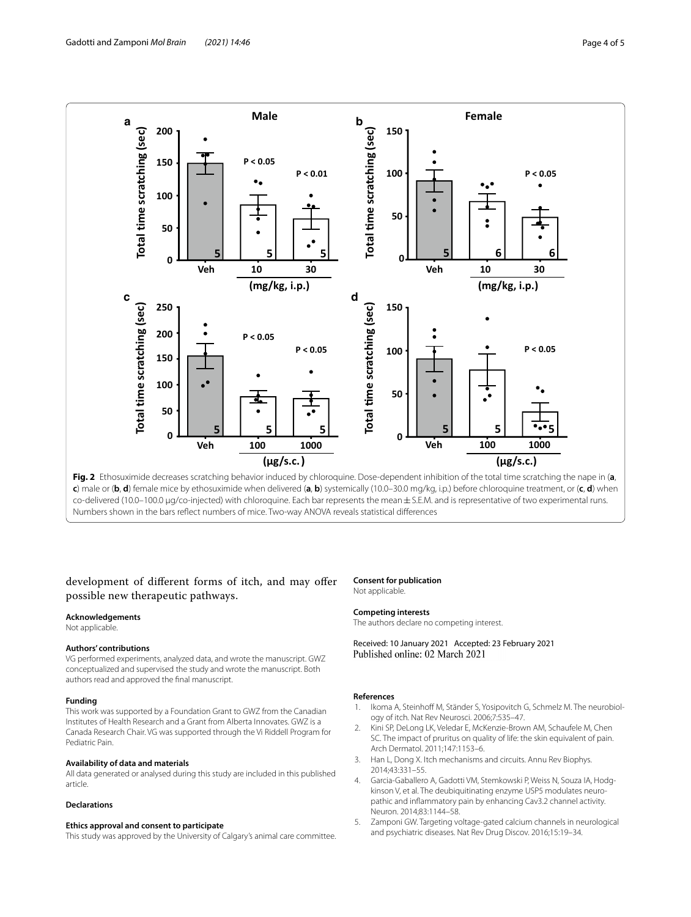**Fig. 2** Ethosuximide decreases scratching behavior induced by chloroquine. Dose-dependent inhibition of the total time scratching the nape in (**a**, **c**) male or (**b**, **d**) female mice by ethosuximide when delivered (**a**, **b**) systemically (10.0–30.0 mg/kg, i.p.) before chloroquine treatment, or (**c**, **d**) when co-delivered (10.0–100.0 μg/co-injected) with chloroquine. Each bar represents the mean ± S.E.M. and is representative of two experimental runs. Numbers shown in the bars reflect numbers of mice. Two-way ANOVA reveals statistical differences

development of different forms of itch, and may offer possible new therapeutic pathways.

**Acknowledgements**
Not applicable.

**Authors' contributions**
VG performed experiments, analyzed data, and wrote the manuscript. GWZ conceptualized and supervised the study and wrote the manuscript. Both authors read and approved the final manuscript.

**Funding**
This work was supported by a Foundation Grant to GWZ from the Canadian Institutes of Health Research and a Grant from Alberta Innovates. GWZ is a Canada Research Chair. VG was supported through the Vi Riddell Program for Pediatric Pain.

**Availability of data and materials**
All data generated or analysed during this study are included in this published article.

**Declarations**

**Ethics approval and consent to participate**
This study was approved by the University of Calgary's animal care committee.

**Consent for publication**
Not applicable.

**Competing interests**
The authors declare no competing interest.

Received: 10 January 2021 Accepted: 23 February 2021
Published online: 02 March 2021

**References**

1. Ikoma A, Steinhoff M, Ständer S, Yosipovitch G, Schmelz M. The neurobiology of itch. Nat Rev Neurosci. 2006;7:535–47.
2. Kini SP, DeLong LK, Veledar E, McKenzie-Brown AM, Schaufele M, Chen SC. The impact of pruritus on quality of life: the skin equivalent of pain. Arch Dermatol. 2011;147:1153–6.
3. Han L, Dong X. Itch mechanisms and circuits. Annu Rev Biophys. 2014;43:331–55.
4. Garcia-Caballero A, Gadotti VM, Stemkowski P, Weiss N, Souza IA, Hodgkinson V, et al. The deubiquitinating enzyme USP5 modulates neuropathic and inflammatory pain by enhancing Cav3.2 channel activity. Neuron. 2014;83:1144–58.
5. Zamponi GW. Targeting voltage-gated calcium channels in neurological and psychiatric diseases. Nat Rev Drug Discov. 2016;15:19–34.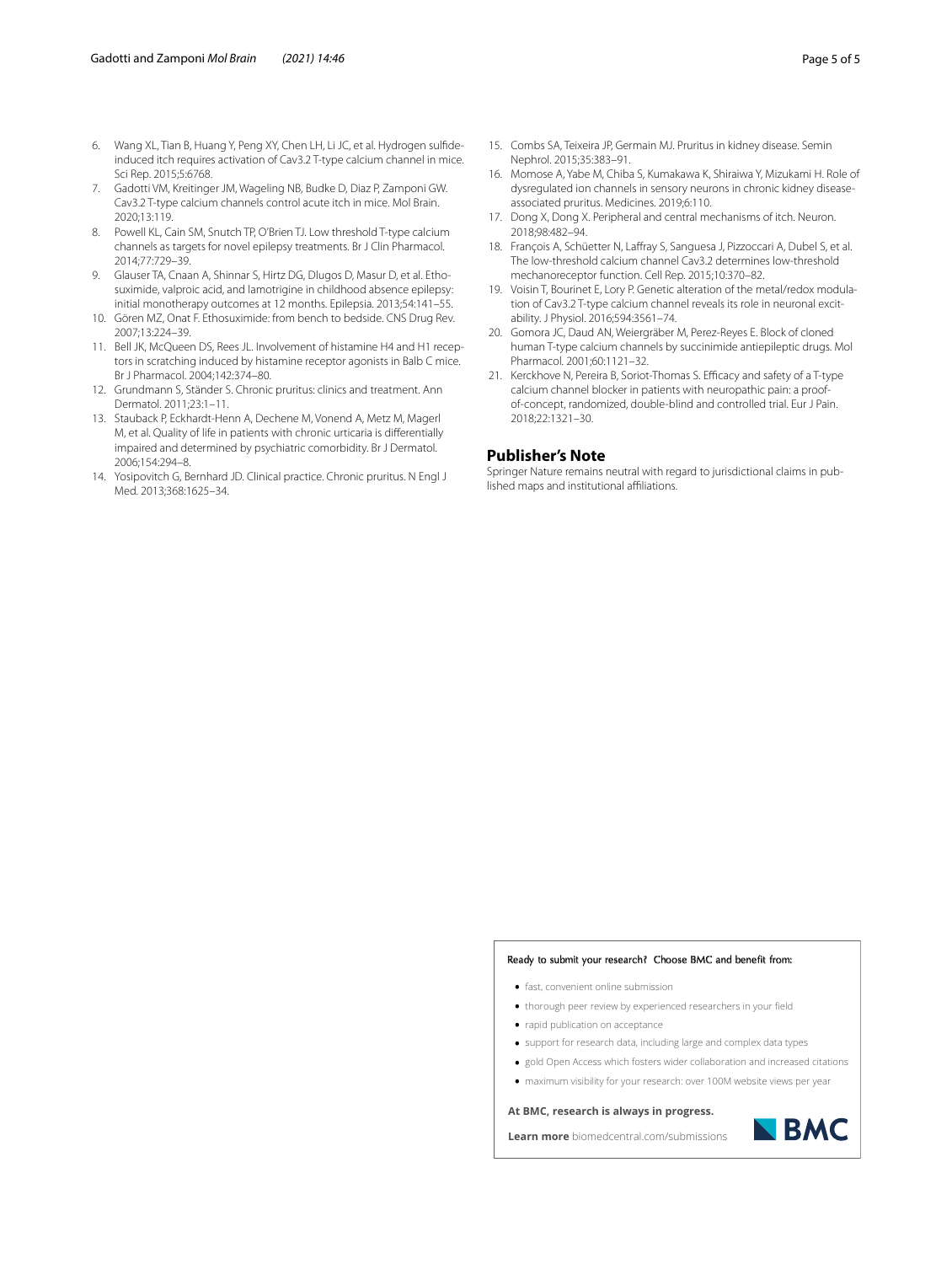6. Wang XL, Tian B, Huang Y, Peng XY, Chen LH, Li JC, et al. Hydrogen sulfide-induced itch requires activation of Cav3.2 T-type calcium channel in mice. Sci Rep. 2015;5:6768.
7. Gadotti VM, Kreitinger JM, Wageling NB, Budke D, Diaz P, Zamponi GW. Cav3.2 T-type calcium channels control acute itch in mice. Mol Brain. 2020;13:119.
8. Powell KL, Cain SM, Snutch TP, O'Brien TJ. Low threshold T-type calcium channels as targets for novel epilepsy treatments. Br J Clin Pharmacol. 2014;77:729–39.
9. Glauser TA, Cnaan A, Shinnar S, Hirtz DG, Dlugos D, Masur D, et al. Ethosuximide, valproic acid, and lamotrigine in childhood absence epilepsy: initial monotherapy outcomes at 12 months. Epilepsia. 2013;54:141–55.
10. Gören MZ, Onat F. Ethosuximide: from bench to bedside. CNS Drug Rev. 2007;13:224–39.
11. Bell JK, McQueen DS, Rees JL. Involvement of histamine H4 and H1 receptors in scratching induced by histamine receptor agonists in Balb C mice. Br J Pharmacol. 2004;142:374–80.
12. Grundmann S, Ständer S. Chronic pruritus: clinics and treatment. Ann Dermatol. 2011;23:1–11.
13. Stauback P, Eckhardt-Henn A, Dechene M, Vonend A, Metz M, Magerl M, et al. Quality of life in patients with chronic urticaria is differentially impaired and determined by psychiatric comorbidity. Br J Dermatol. 2006;154:294–8.
14. Yosipovitch G, Bernhard JD. Clinical practice. Chronic pruritus. N Engl J Med. 2013;368:1625–34.
15. Combs SA, Teixeira JP, Germain MJ. Pruritus in kidney disease. Semin Nephrol. 2015;35:383–91.
16. Momose A, Yabe M, Chiba S, Kumakawa K, Shiraiwa Y, Mizukami H. Role of dysregulated ion channels in sensory neurons in chronic kidney disease-associated pruritus. Medicines. 2019;6:110.
17. Dong X, Dong X. Peripheral and central mechanisms of itch. Neuron. 2018;98:482–94.
18. François A, Schüetter N, Laffray S, Sanguesa J, Pizzoccari A, Dubel S, et al. The low-threshold calcium channel Cav3.2 determines low-threshold mechanoreceptor function. Cell Rep. 2015;10:370–82.
19. Voisin T, Bourinet E, Lory P. Genetic alteration of the metal/redox modulation of Cav3.2 T-type calcium channel reveals its role in neuronal excitability. J Physiol. 2016;594:3561–74.
20. Gomora JC, Daud AN, Weiergräber M, Perez-Reyes E. Block of cloned human T-type calcium channels by succinimide antiepileptic drugs. Mol Pharmacol. 2001;60:1121–32.
21. Kerckhove N, Pereira B, Soriot-Thomas S. Efficacy and safety of a T-type calcium channel blocker in patients with neuropathic pain: a proof-of-concept, randomized, double-blind and controlled trial. Eur J Pain. 2018;22:1321–30.

## Publisher's Note

Springer Nature remains neutral with regard to jurisdictional claims in published maps and institutional affiliations.

Ready to submit your research? Choose BMC and benefit from:

- fast, convenient online submission
- thorough peer review by experienced researchers in your field
- rapid publication on acceptance
- support for research data, including large and complex data types
- gold Open Access which fosters wider collaboration and increased citations
- maximum visibility for your research: over 100M website views per year

**At BMC, research is always in progress.**

**Learn more** biomedcentral.com/submissions

BMC